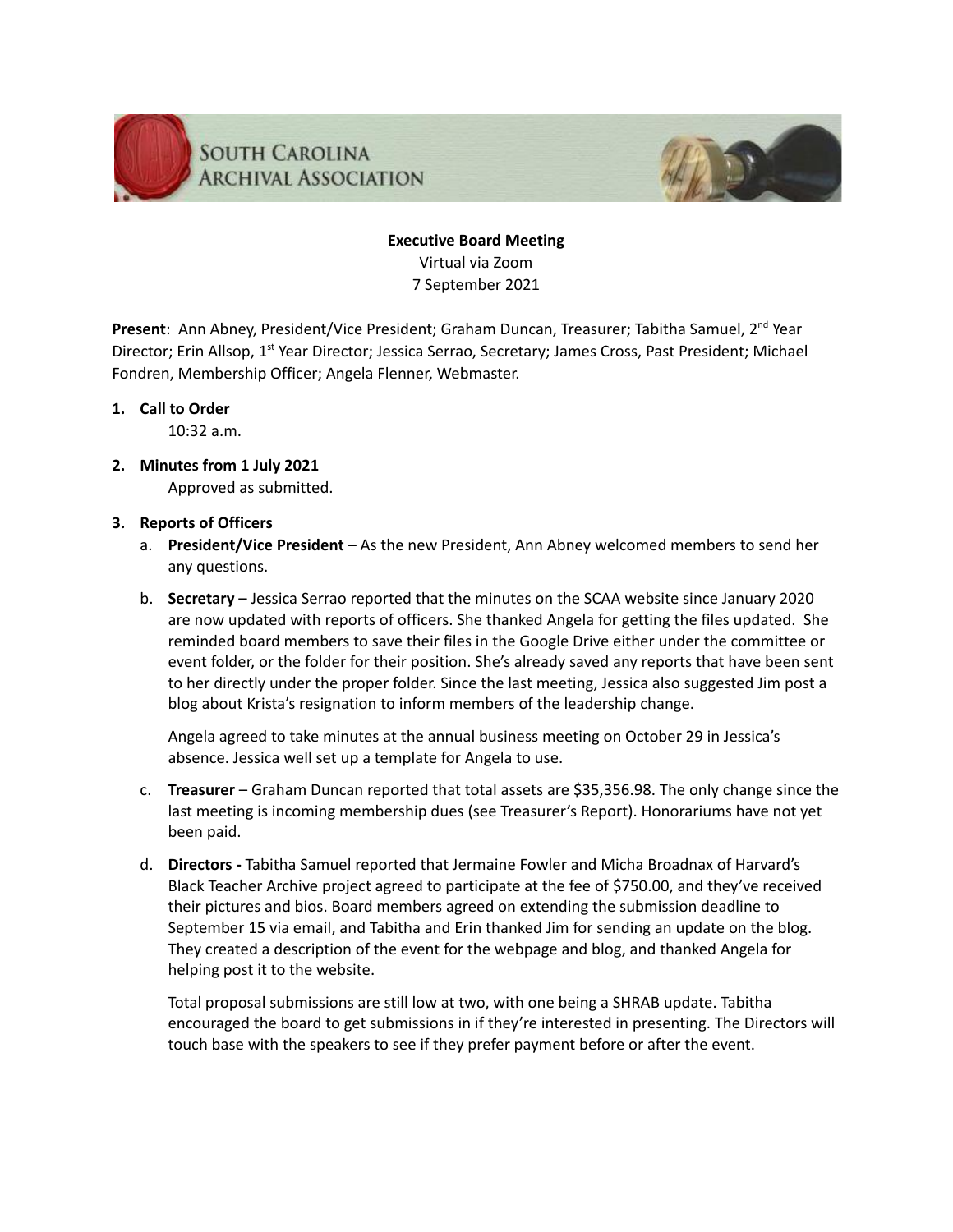# South Carolina Archival Association

**Executive Board Meeting**
Virtual via Zoom
7 September 2021

**Present**: Ann Abney, President/Vice President; Graham Duncan, Treasurer; Tabitha Samuel, 2nd Year Director; Erin Allsop, 1st Year Director; Jessica Serrao, Secretary; James Cross, Past President; Michael Fondren, Membership Officer; Angela Flenner, Webmaster.

1. **Call to Order**
   10:32 a.m.

2. **Minutes from 1 July 2021**
   Approved as submitted.

3. **Reports of Officers**
   a. **President/Vice President** – As the new President, Ann Abney welcomed members to send her any questions.

   b. **Secretary** – Jessica Serrao reported that the minutes on the SCAA website since January 2020 are now updated with reports of officers. She thanked Angela for getting the files updated. She reminded board members to save their files in the Google Drive either under the committee or event folder, or the folder for their position. She's already saved any reports that have been sent to her directly under the proper folder. Since the last meeting, Jessica also suggested Jim post a blog about Krista's resignation to inform members of the leadership change.

      Angela agreed to take minutes at the annual business meeting on October 29 in Jessica's absence. Jessica well set up a template for Angela to use.

   c. **Treasurer** – Graham Duncan reported that total assets are $35,356.98. The only change since the last meeting is incoming membership dues (see Treasurer's Report). Honorariums have not yet been paid.

   d. **Directors -** Tabitha Samuel reported that Jermaine Fowler and Micha Broadnax of Harvard's Black Teacher Archive project agreed to participate at the fee of $750.00, and they've received their pictures and bios. Board members agreed on extending the submission deadline to September 15 via email, and Tabitha and Erin thanked Jim for sending an update on the blog. They created a description of the event for the webpage and blog, and thanked Angela for helping post it to the website.

      Total proposal submissions are still low at two, with one being a SHRAB update. Tabitha encouraged the board to get submissions in if they're interested in presenting. The Directors will touch base with the speakers to see if they prefer payment before or after the event.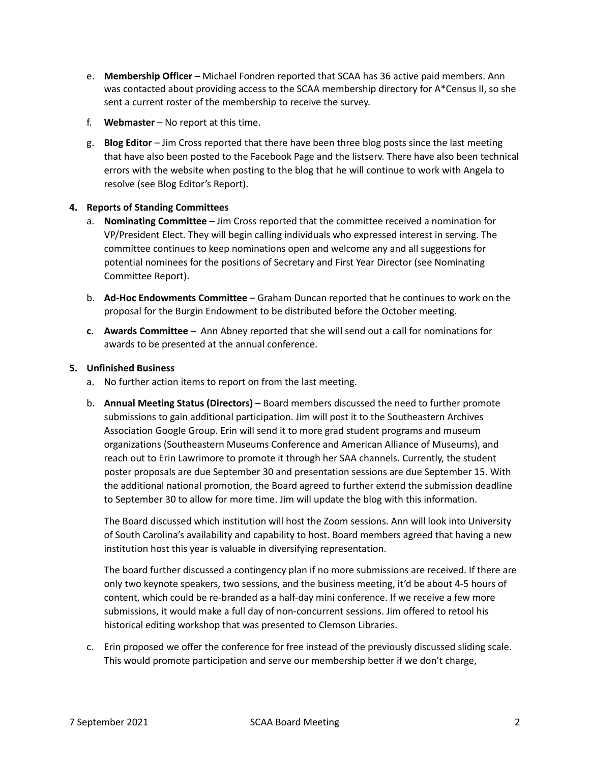e. **Membership Officer** – Michael Fondren reported that SCAA has 36 active paid members. Ann was contacted about providing access to the SCAA membership directory for A*Census II, so she sent a current roster of the membership to receive the survey.

f. **Webmaster** – No report at this time.

g. **Blog Editor** – Jim Cross reported that there have been three blog posts since the last meeting that have also been posted to the Facebook Page and the listserv. There have also been technical errors with the website when posting to the blog that he will continue to work with Angela to resolve (see Blog Editor's Report).

**4. Reports of Standing Committees**

a. **Nominating Committee** – Jim Cross reported that the committee received a nomination for VP/President Elect. They will begin calling individuals who expressed interest in serving. The committee continues to keep nominations open and welcome any and all suggestions for potential nominees for the positions of Secretary and First Year Director (see Nominating Committee Report).

b. **Ad-Hoc Endowments Committee** – Graham Duncan reported that he continues to work on the proposal for the Burgin Endowment to be distributed before the October meeting.

c. **Awards Committee** – Ann Abney reported that she will send out a call for nominations for awards to be presented at the annual conference.

**5. Unfinished Business**

a. No further action items to report on from the last meeting.

b. **Annual Meeting Status (Directors)** – Board members discussed the need to further promote submissions to gain additional participation. Jim will post it to the Southeastern Archives Association Google Group. Erin will send it to more grad student programs and museum organizations (Southeastern Museums Conference and American Alliance of Museums), and reach out to Erin Lawrimore to promote it through her SAA channels. Currently, the student poster proposals are due September 30 and presentation sessions are due September 15. With the additional national promotion, the Board agreed to further extend the submission deadline to September 30 to allow for more time. Jim will update the blog with this information.

The Board discussed which institution will host the Zoom sessions. Ann will look into University of South Carolina's availability and capability to host. Board members agreed that having a new institution host this year is valuable in diversifying representation.

The board further discussed a contingency plan if no more submissions are received. If there are only two keynote speakers, two sessions, and the business meeting, it'd be about 4-5 hours of content, which could be re-branded as a half-day mini conference. If we receive a few more submissions, it would make a full day of non-concurrent sessions. Jim offered to retool his historical editing workshop that was presented to Clemson Libraries.

c. Erin proposed we offer the conference for free instead of the previously discussed sliding scale. This would promote participation and serve our membership better if we don't charge,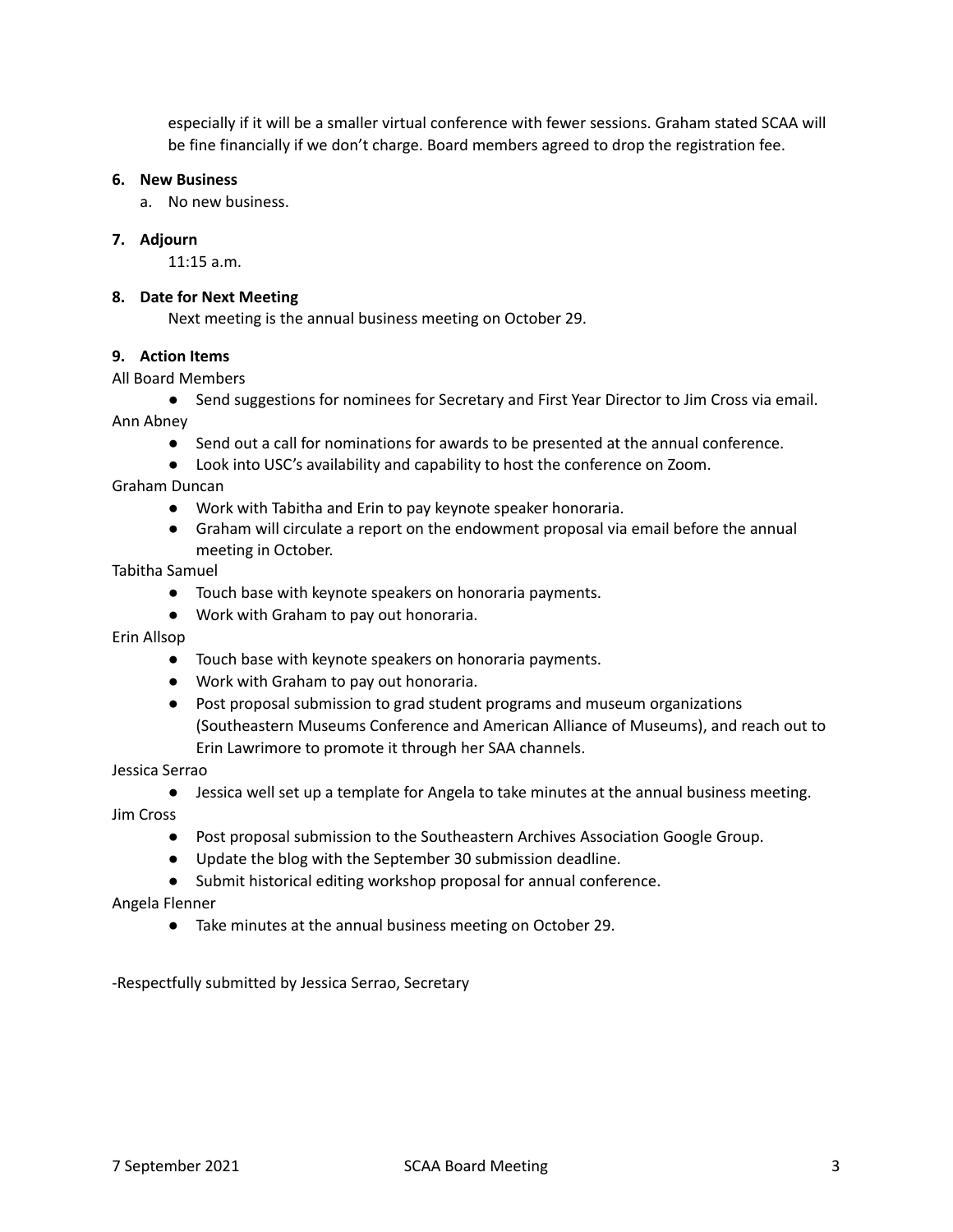especially if it will be a smaller virtual conference with fewer sessions. Graham stated SCAA will be fine financially if we don't charge. Board members agreed to drop the registration fee.

**6. New Business**

a. No new business.

**7. Adjourn**

11:15 a.m.

**8. Date for Next Meeting**

Next meeting is the annual business meeting on October 29.

**9. Action Items**

All Board Members

- Send suggestions for nominees for Secretary and First Year Director to Jim Cross via email.

Ann Abney

- Send out a call for nominations for awards to be presented at the annual conference.
- Look into USC's availability and capability to host the conference on Zoom.

Graham Duncan

- Work with Tabitha and Erin to pay keynote speaker honoraria.
- Graham will circulate a report on the endowment proposal via email before the annual meeting in October.

Tabitha Samuel

- Touch base with keynote speakers on honoraria payments.
- Work with Graham to pay out honoraria.

Erin Allsop

- Touch base with keynote speakers on honoraria payments.
- Work with Graham to pay out honoraria.
- Post proposal submission to grad student programs and museum organizations (Southeastern Museums Conference and American Alliance of Museums), and reach out to Erin Lawrimore to promote it through her SAA channels.

Jessica Serrao

- Jessica well set up a template for Angela to take minutes at the annual business meeting.

Jim Cross

- Post proposal submission to the Southeastern Archives Association Google Group.
- Update the blog with the September 30 submission deadline.
- Submit historical editing workshop proposal for annual conference.

Angela Flenner

- Take minutes at the annual business meeting on October 29.

-Respectfully submitted by Jessica Serrao, Secretary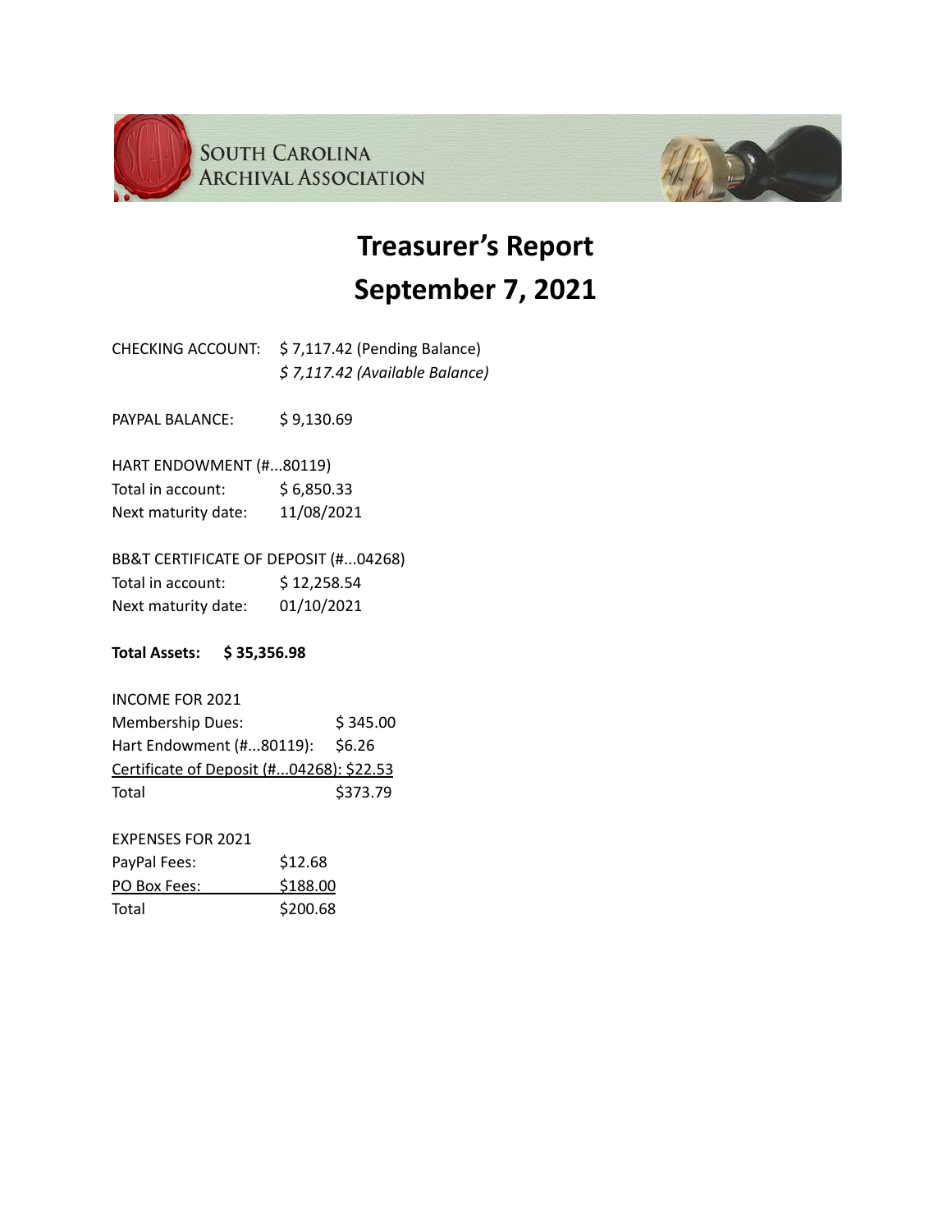SOUTH CAROLINA ARCHIVAL ASSOCIATION

# Treasurer's Report
# September 7, 2021

CHECKING ACCOUNT: $ 7,117.42 (Pending Balance)
*$ 7,117.42 (Available Balance)*

PAYPAL BALANCE: $ 9,130.69

HART ENDOWMENT (#...80119)
Total in account: $ 6,850.33
Next maturity date: 11/08/2021

BB&T CERTIFICATE OF DEPOSIT (#...04268)
Total in account: $ 12,258.54
Next maturity date: 01/10/2021

**Total Assets: $ 35,356.98**

INCOME FOR 2021

| | |
|---|---|
| Membership Dues: | $ 345.00 |
| Hart Endowment (#...80119): | $6.26 |
| Certificate of Deposit (#...04268): | $22.53 |
| Total | $373.79 |

EXPENSES FOR 2021

| | |
|---|---|
| PayPal Fees: | $12.68 |
| PO Box Fees: | $188.00 |
| Total | $200.68 |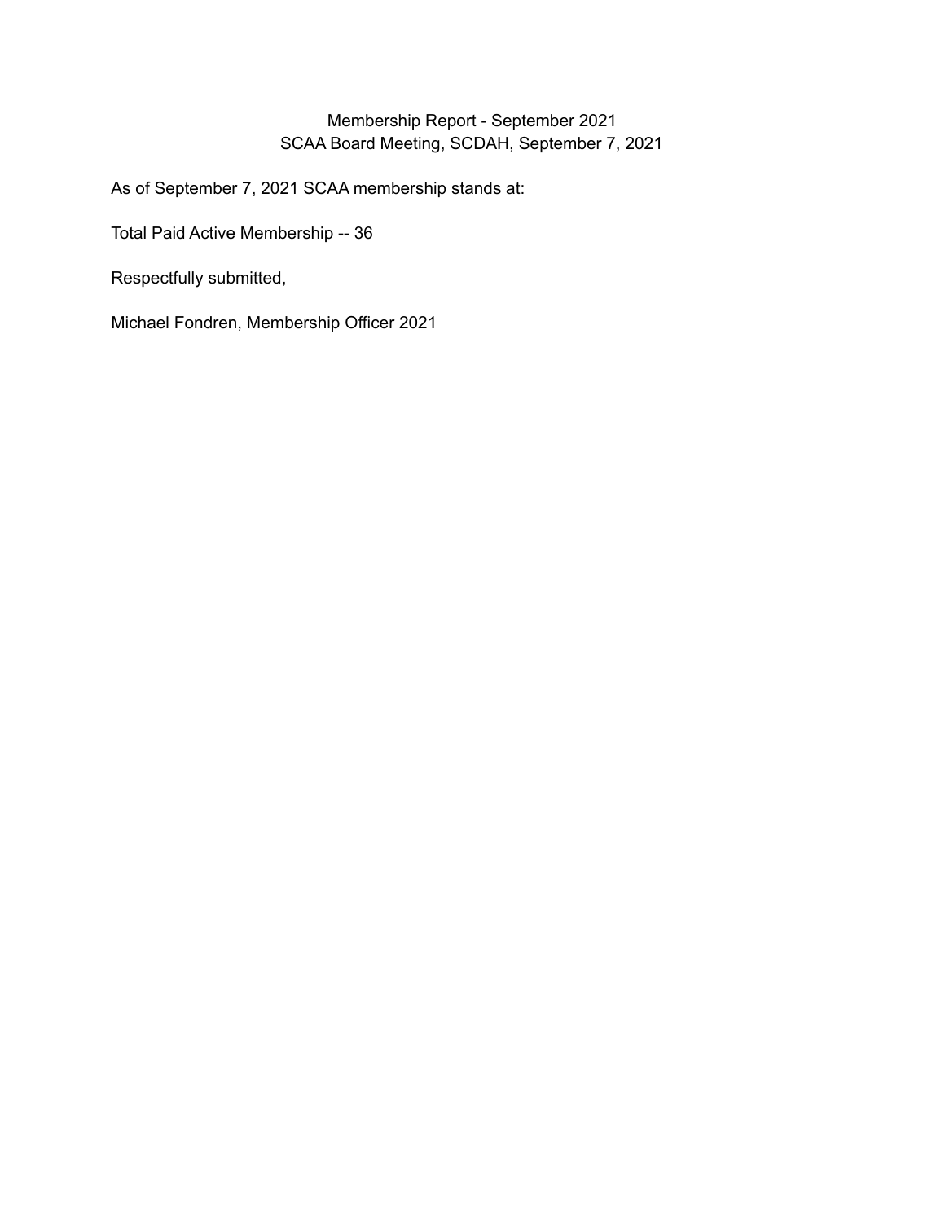# Membership Report - September 2021
## SCAA Board Meeting, SCDAH, September 7, 2021

As of September 7, 2021 SCAA membership stands at:

Total Paid Active Membership -- 36

Respectfully submitted,

Michael Fondren, Membership Officer 2021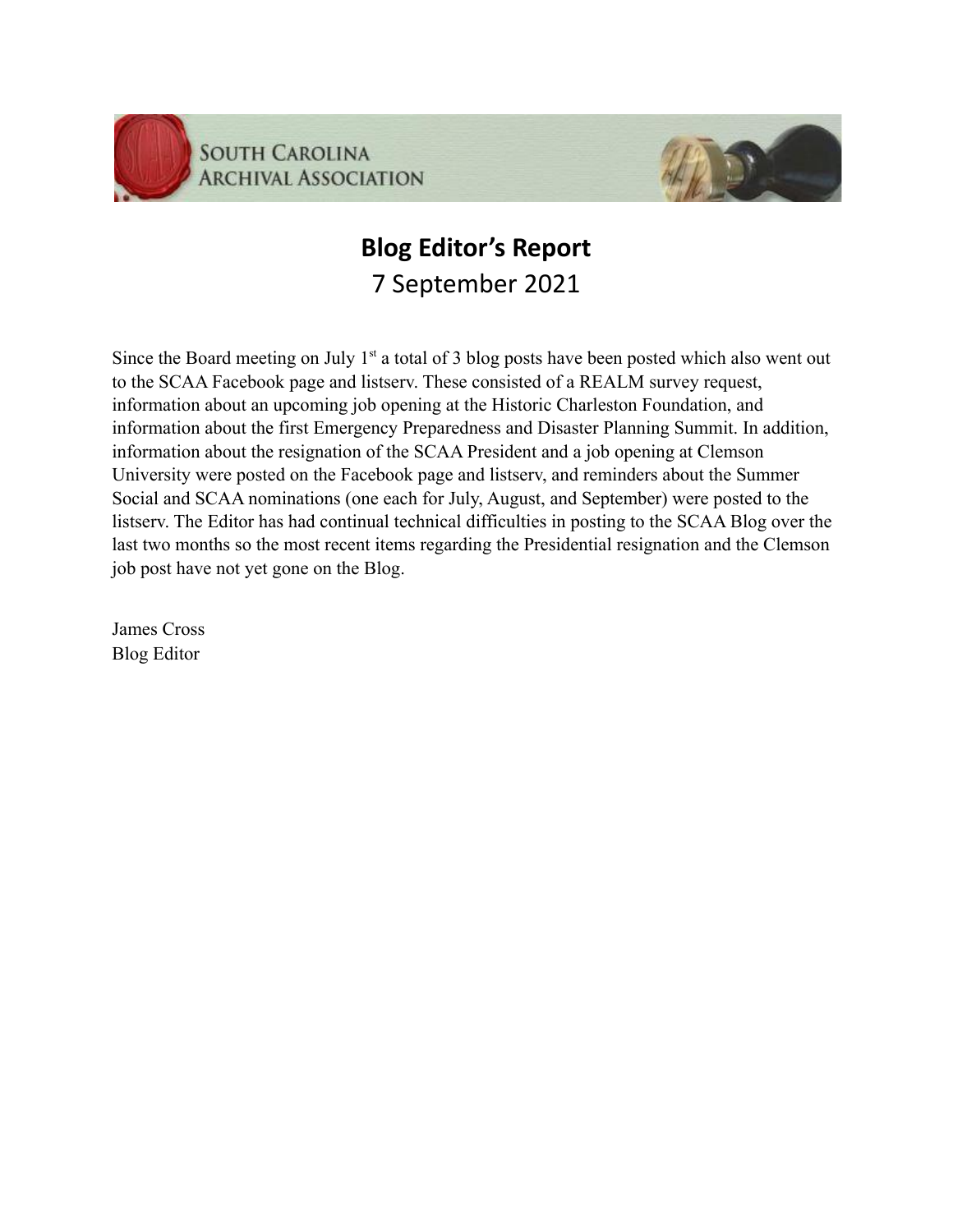SOUTH CAROLINA ARCHIVAL ASSOCIATION

# Blog Editor's Report

7 September 2021

Since the Board meeting on July 1st a total of 3 blog posts have been posted which also went out to the SCAA Facebook page and listserv. These consisted of a REALM survey request, information about an upcoming job opening at the Historic Charleston Foundation, and information about the first Emergency Preparedness and Disaster Planning Summit. In addition, information about the resignation of the SCAA President and a job opening at Clemson University were posted on the Facebook page and listserv, and reminders about the Summer Social and SCAA nominations (one each for July, August, and September) were posted to the listserv. The Editor has had continual technical difficulties in posting to the SCAA Blog over the last two months so the most recent items regarding the Presidential resignation and the Clemson job post have not yet gone on the Blog.

James Cross
Blog Editor